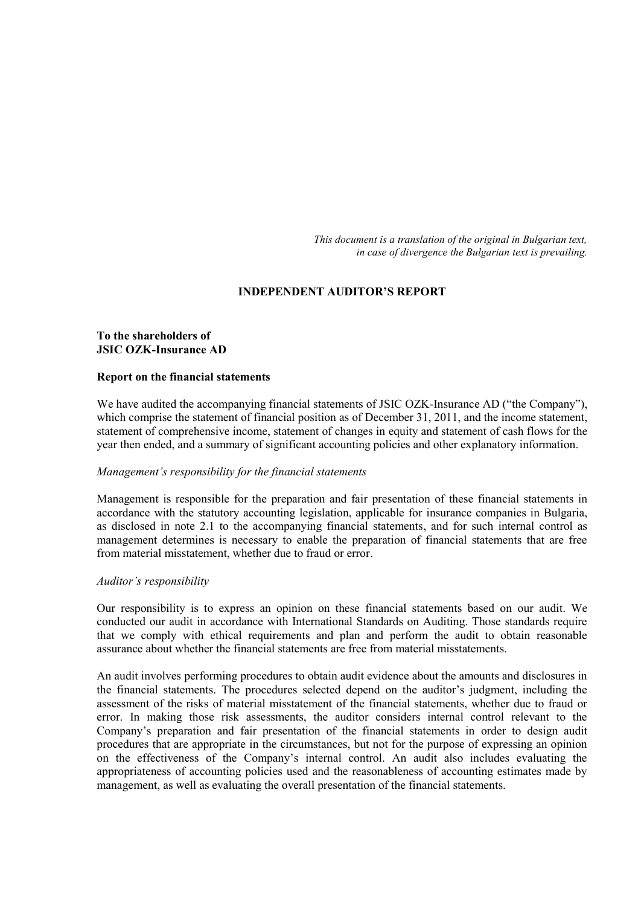*This document is a translation of the original in Bulgarian text, in case of divergence the Bulgarian text is prevailing.*

# INDEPENDENT AUDITOR'S REPORT

**To the shareholders of**
**JSIC OZK-Insurance AD**

## Report on the financial statements

We have audited the accompanying financial statements of JSIC OZK-Insurance AD ("the Company"), which comprise the statement of financial position as of December 31, 2011, and the income statement, statement of comprehensive income, statement of changes in equity and statement of cash flows for the year then ended, and a summary of significant accounting policies and other explanatory information.

*Management's responsibility for the financial statements*

Management is responsible for the preparation and fair presentation of these financial statements in accordance with the statutory accounting legislation, applicable for insurance companies in Bulgaria, as disclosed in note 2.1 to the accompanying financial statements, and for such internal control as management determines is necessary to enable the preparation of financial statements that are free from material misstatement, whether due to fraud or error.

*Auditor's responsibility*

Our responsibility is to express an opinion on these financial statements based on our audit. We conducted our audit in accordance with International Standards on Auditing. Those standards require that we comply with ethical requirements and plan and perform the audit to obtain reasonable assurance about whether the financial statements are free from material misstatements.

An audit involves performing procedures to obtain audit evidence about the amounts and disclosures in the financial statements. The procedures selected depend on the auditor's judgment, including the assessment of the risks of material misstatement of the financial statements, whether due to fraud or error. In making those risk assessments, the auditor considers internal control relevant to the Company's preparation and fair presentation of the financial statements in order to design audit procedures that are appropriate in the circumstances, but not for the purpose of expressing an opinion on the effectiveness of the Company's internal control. An audit also includes evaluating the appropriateness of accounting policies used and the reasonableness of accounting estimates made by management, as well as evaluating the overall presentation of the financial statements.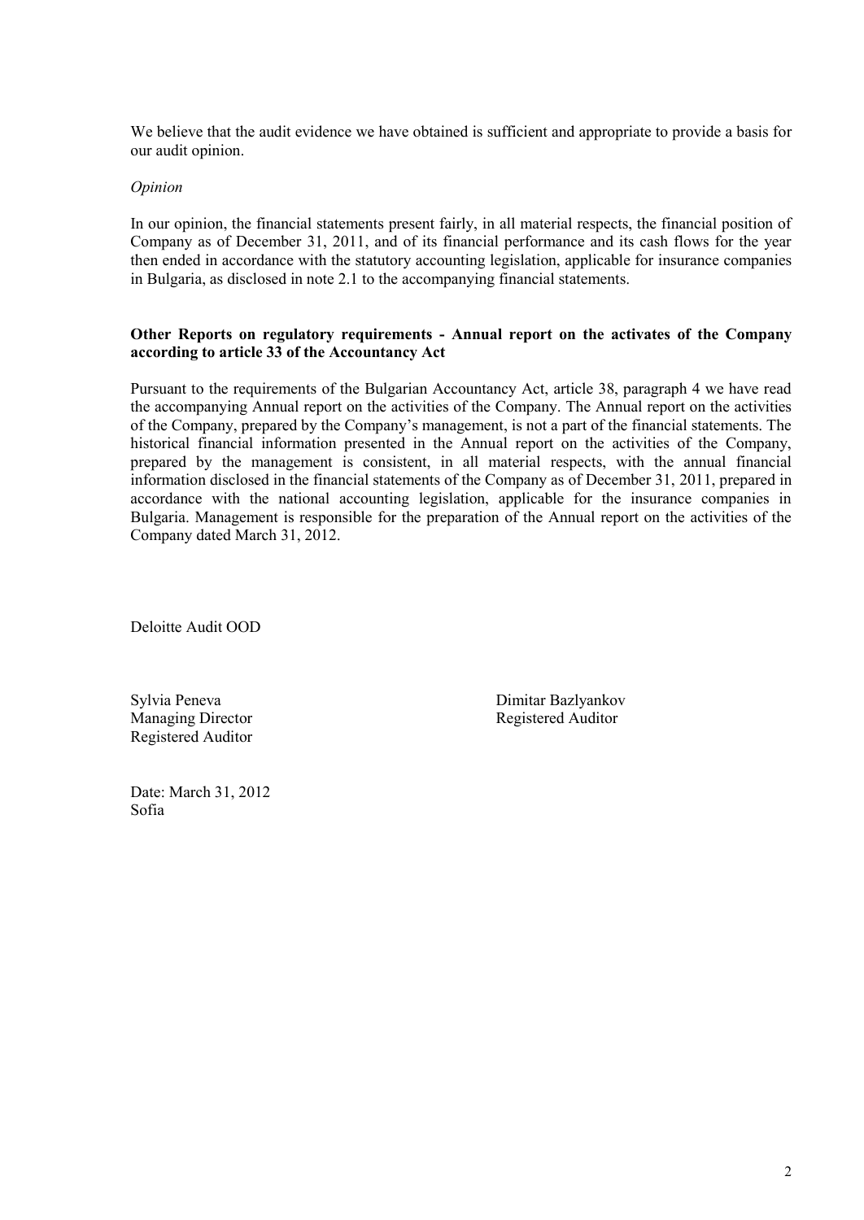We believe that the audit evidence we have obtained is sufficient and appropriate to provide a basis for our audit opinion.

*Opinion*

In our opinion, the financial statements present fairly, in all material respects, the financial position of Company as of December 31, 2011, and of its financial performance and its cash flows for the year then ended in accordance with the statutory accounting legislation, applicable for insurance companies in Bulgaria, as disclosed in note 2.1 to the accompanying financial statements.

**Other Reports on regulatory requirements - Annual report on the activates of the Company according to article 33 of the Accountancy Act**

Pursuant to the requirements of the Bulgarian Accountancy Act, article 38, paragraph 4 we have read the accompanying Annual report on the activities of the Company. The Annual report on the activities of the Company, prepared by the Company's management, is not a part of the financial statements. The historical financial information presented in the Annual report on the activities of the Company, prepared by the management is consistent, in all material respects, with the annual financial information disclosed in the financial statements of the Company as of December 31, 2011, prepared in accordance with the national accounting legislation, applicable for the insurance companies in Bulgaria. Management is responsible for the preparation of the Annual report on the activities of the Company dated March 31, 2012.

Deloitte Audit OOD

Sylvia Peneva
Managing Director
Registered Auditor

Dimitar Bazlyankov
Registered Auditor

Date: March 31, 2012
Sofia